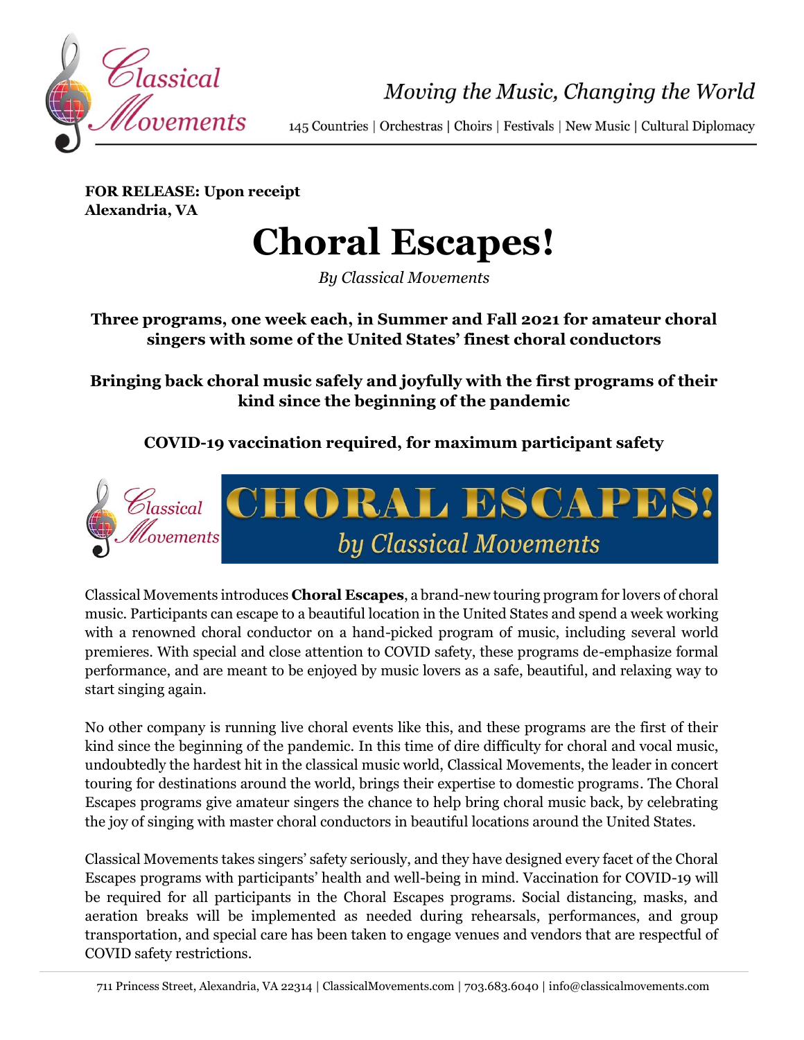Moving the Music, Changing the World

145 Countries | Orchestras | Choirs | Festivals | New Music | Cultural Diplomacy

**FOR RELEASE: Upon receipt**
**Alexandria, VA**

# Choral Escapes!

*By Classical Movements*

**Three programs, one week each, in Summer and Fall 2021 for amateur choral singers with some of the United States' finest choral conductors**

**Bringing back choral music safely and joyfully with the first programs of their kind since the beginning of the pandemic**

**COVID-19 vaccination required, for maximum participant safety**

Classical Movements introduces **Choral Escapes**, a brand-new touring program for lovers of choral music. Participants can escape to a beautiful location in the United States and spend a week working with a renowned choral conductor on a hand-picked program of music, including several world premieres. With special and close attention to COVID safety, these programs de-emphasize formal performance, and are meant to be enjoyed by music lovers as a safe, beautiful, and relaxing way to start singing again.

No other company is running live choral events like this, and these programs are the first of their kind since the beginning of the pandemic. In this time of dire difficulty for choral and vocal music, undoubtedly the hardest hit in the classical music world, Classical Movements, the leader in concert touring for destinations around the world, brings their expertise to domestic programs. The Choral Escapes programs give amateur singers the chance to help bring choral music back, by celebrating the joy of singing with master choral conductors in beautiful locations around the United States.

Classical Movements takes singers' safety seriously, and they have designed every facet of the Choral Escapes programs with participants' health and well-being in mind. Vaccination for COVID-19 will be required for all participants in the Choral Escapes programs. Social distancing, masks, and aeration breaks will be implemented as needed during rehearsals, performances, and group transportation, and special care has been taken to engage venues and vendors that are respectful of COVID safety restrictions.

711 Princess Street, Alexandria, VA 22314 | ClassicalMovements.com | 703.683.6040 | info@classicalmovements.com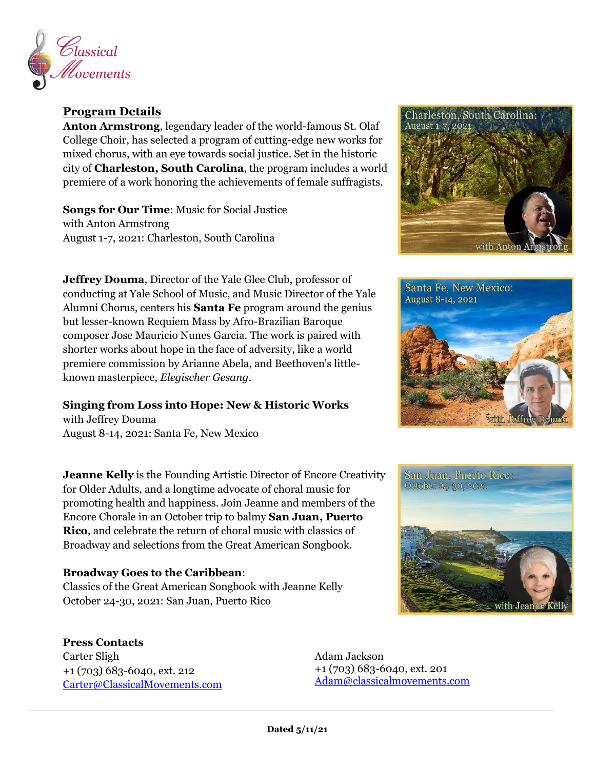## Program Details

**Anton Armstrong**, legendary leader of the world-famous St. Olaf College Choir, has selected a program of cutting-edge new works for mixed chorus, with an eye towards social justice. Set in the historic city of **Charleston, South Carolina**, the program includes a world premiere of a work honoring the achievements of female suffragists.

**Songs for Our Time**: Music for Social Justice
with Anton Armstrong
August 1-7, 2021: Charleston, South Carolina

Charleston, South Carolina:
August 1-7, 2021
with Anton Armstrong

**Jeffrey Douma**, Director of the Yale Glee Club, professor of conducting at Yale School of Music, and Music Director of the Yale Alumni Chorus, centers his **Santa Fe** program around the genius but lesser-known Requiem Mass by Afro-Brazilian Baroque composer Jose Mauricio Nunes Garcia. The work is paired with shorter works about hope in the face of adversity, like a world premiere commission by Arianne Abela, and Beethoven's little-known masterpiece, *Elegischer Gesang*.

**Singing from Loss into Hope: New & Historic Works**
with Jeffrey Douma
August 8-14, 2021: Santa Fe, New Mexico

Santa Fe, New Mexico:
August 8-14, 2021
with Jeffrey Douma

**Jeanne Kelly** is the Founding Artistic Director of Encore Creativity for Older Adults, and a longtime advocate of choral music for promoting health and happiness. Join Jeanne and members of the Encore Chorale in an October trip to balmy **San Juan, Puerto Rico**, and celebrate the return of choral music with classics of Broadway and selections from the Great American Songbook.

**Broadway Goes to the Caribbean**:
Classics of the Great American Songbook with Jeanne Kelly
October 24-30, 2021: San Juan, Puerto Rico

San Juan, Puerto Rico:
October 24-30, 2021
with Jeanne Kelly

**Press Contacts**

Carter Sligh
+1 (703) 683-6040, ext. 212
Carter@ClassicalMovements.com

Adam Jackson
+1 (703) 683-6040, ext. 201
Adam@classicalmovements.com

**Dated 5/11/21**